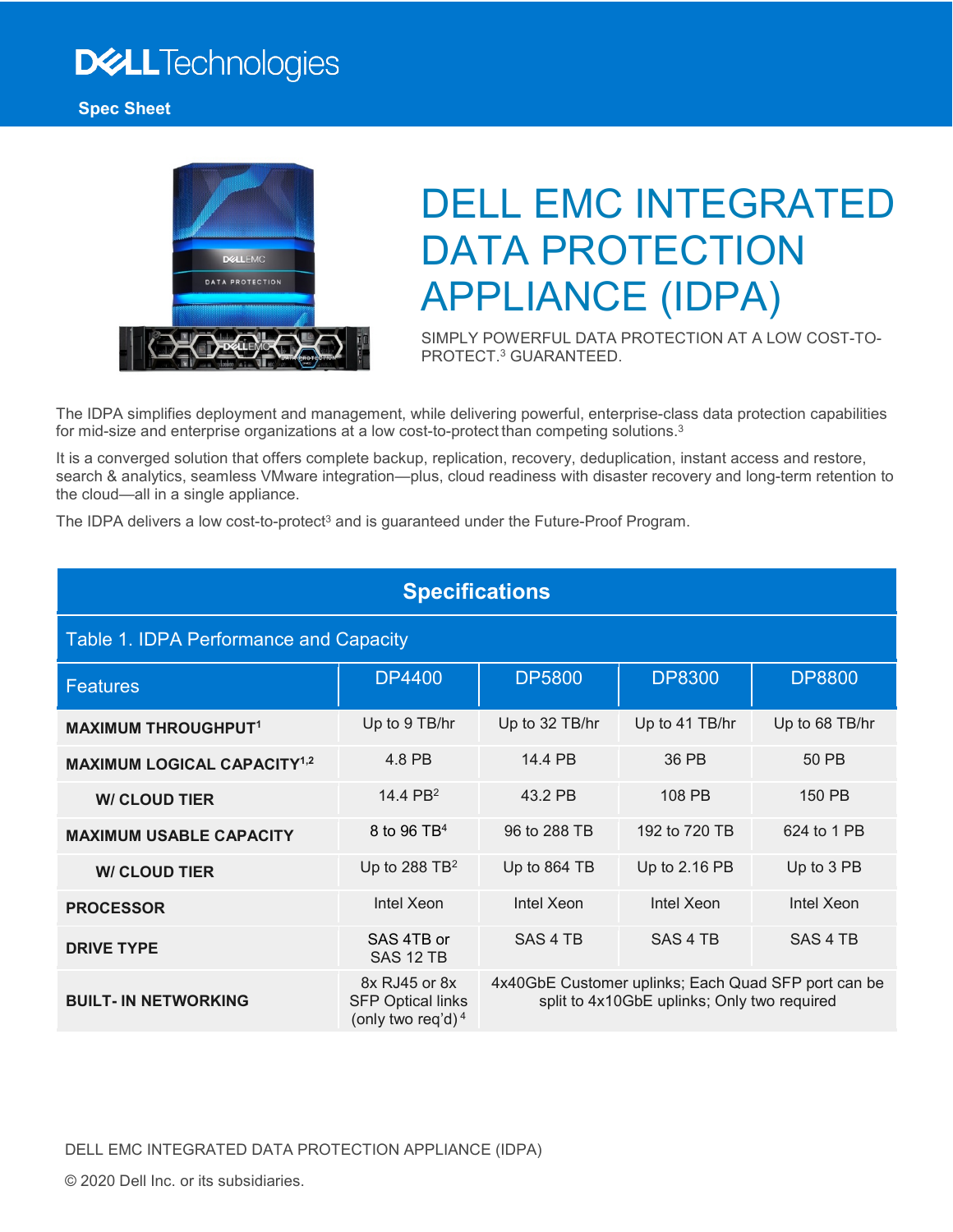Dell Technologies

Spec Sheet

# DELL EMC INTEGRATED DATA PROTECTION APPLIANCE (IDPA)

SIMPLY POWERFUL DATA PROTECTION AT A LOW COST-TO-PROTECT.[3] GUARANTEED.

The IDPA simplifies deployment and management, while delivering powerful, enterprise-class data protection capabilities for mid-size and enterprise organizations at a low cost-to-protect than competing solutions.[3]

It is a converged solution that offers complete backup, replication, recovery, deduplication, instant access and restore, search & analytics, seamless VMware integration—plus, cloud readiness with disaster recovery and long-term retention to the cloud—all in a single appliance.

The IDPA delivers a low cost-to-protect[3] and is guaranteed under the Future-Proof Program.

## Specifications

Table 1. IDPA Performance and Capacity

| Features | DP4400 | DP5800 | DP8300 | DP8800 |
|---|---|---|---|---|
| **MAXIMUM THROUGHPUT[1]** | Up to 9 TB/hr | Up to 32 TB/hr | Up to 41 TB/hr | Up to 68 TB/hr |
| **MAXIMUM LOGICAL CAPACITY[1,2]** | 4.8 PB | 14.4 PB | 36 PB | 50 PB |
| **W/ CLOUD TIER** | 14.4 PB[2] | 43.2 PB | 108 PB | 150 PB |
| **MAXIMUM USABLE CAPACITY** | 8 to 96 TB[4] | 96 to 288 TB | 192 to 720 TB | 624 to 1 PB |
| **W/ CLOUD TIER** | Up to 288 TB[2] | Up to 864 TB | Up to 2.16 PB | Up to 3 PB |
| **PROCESSOR** | Intel Xeon | Intel Xeon | Intel Xeon | Intel Xeon |
| **DRIVE TYPE** | SAS 4TB or SAS 12 TB | SAS 4 TB | SAS 4 TB | SAS 4 TB |
| **BUILT- IN NETWORKING** | 8x RJ45 or 8x SFP Optical links (only two req'd)[4] | 4x40GbE Customer uplinks; Each Quad SFP port can be split to 4x10GbE uplinks; Only two required | | |

DELL EMC INTEGRATED DATA PROTECTION APPLIANCE (IDPA)

© 2020 Dell Inc. or its subsidiaries.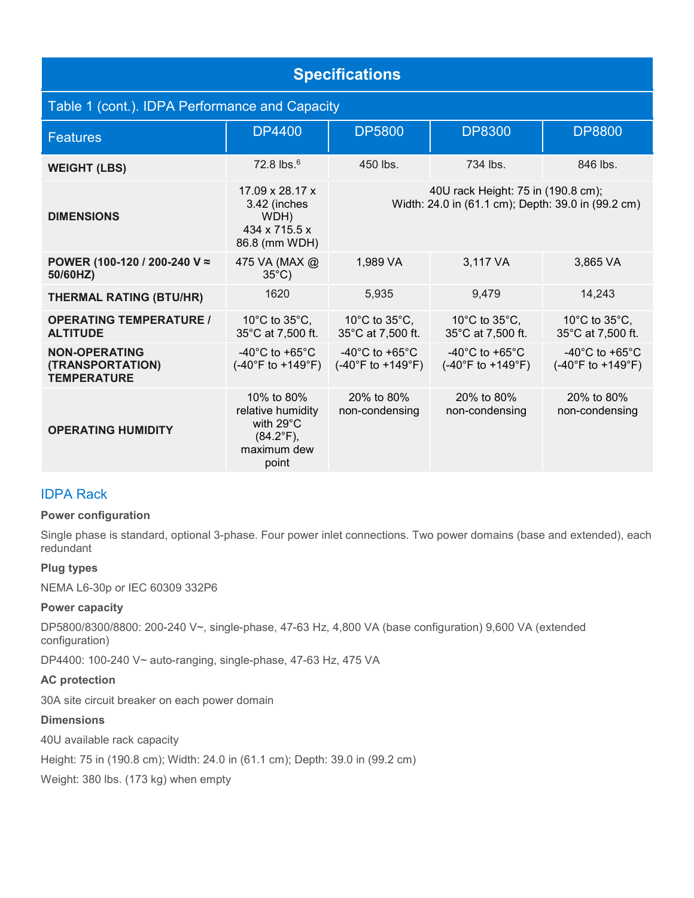## Specifications

### Table 1 (cont.). IDPA Performance and Capacity

| Features | DP4400 | DP5800 | DP8300 | DP8800 |
|---|---|---|---|---|
| **WEIGHT (LBS)** | 72.8 lbs.[6] | 450 lbs. | 734 lbs. | 846 lbs. |
| **DIMENSIONS** | 17.09 x 28.17 x 3.42 (inches WDH) 434 x 715.5 x 86.8 (mm WDH) | 40U rack Height: 75 in (190.8 cm); Width: 24.0 in (61.1 cm); Depth: 39.0 in (99.2 cm) | | |
| **POWER (100-120 / 200-240 V ≈ 50/60HZ)** | 475 VA (MAX @ 35°C) | 1,989 VA | 3,117 VA | 3,865 VA |
| **THERMAL RATING (BTU/HR)** | 1620 | 5,935 | 9,479 | 14,243 |
| **OPERATING TEMPERATURE / ALTITUDE** | 10°C to 35°C, 35°C at 7,500 ft. | 10°C to 35°C, 35°C at 7,500 ft. | 10°C to 35°C, 35°C at 7,500 ft. | 10°C to 35°C, 35°C at 7,500 ft. |
| **NON-OPERATING (TRANSPORTATION) TEMPERATURE** | -40°C to +65°C (-40°F to +149°F) | -40°C to +65°C (-40°F to +149°F) | -40°C to +65°C (-40°F to +149°F) | -40°C to +65°C (-40°F to +149°F) |
| **OPERATING HUMIDITY** | 10% to 80% relative humidity with 29°C (84.2°F), maximum dew point | 20% to 80% non-condensing | 20% to 80% non-condensing | 20% to 80% non-condensing |

### IDPA Rack

**Power configuration**

Single phase is standard, optional 3-phase. Four power inlet connections. Two power domains (base and extended), each redundant

**Plug types**

NEMA L6-30p or IEC 60309 332P6

**Power capacity**

DP5800/8300/8800: 200-240 V~, single-phase, 47-63 Hz, 4,800 VA (base configuration) 9,600 VA (extended configuration)

DP4400: 100-240 V~ auto-ranging, single-phase, 47-63 Hz, 475 VA

**AC protection**

30A site circuit breaker on each power domain

**Dimensions**

40U available rack capacity

Height: 75 in (190.8 cm); Width: 24.0 in (61.1 cm); Depth: 39.0 in (99.2 cm)

Weight: 380 lbs. (173 kg) when empty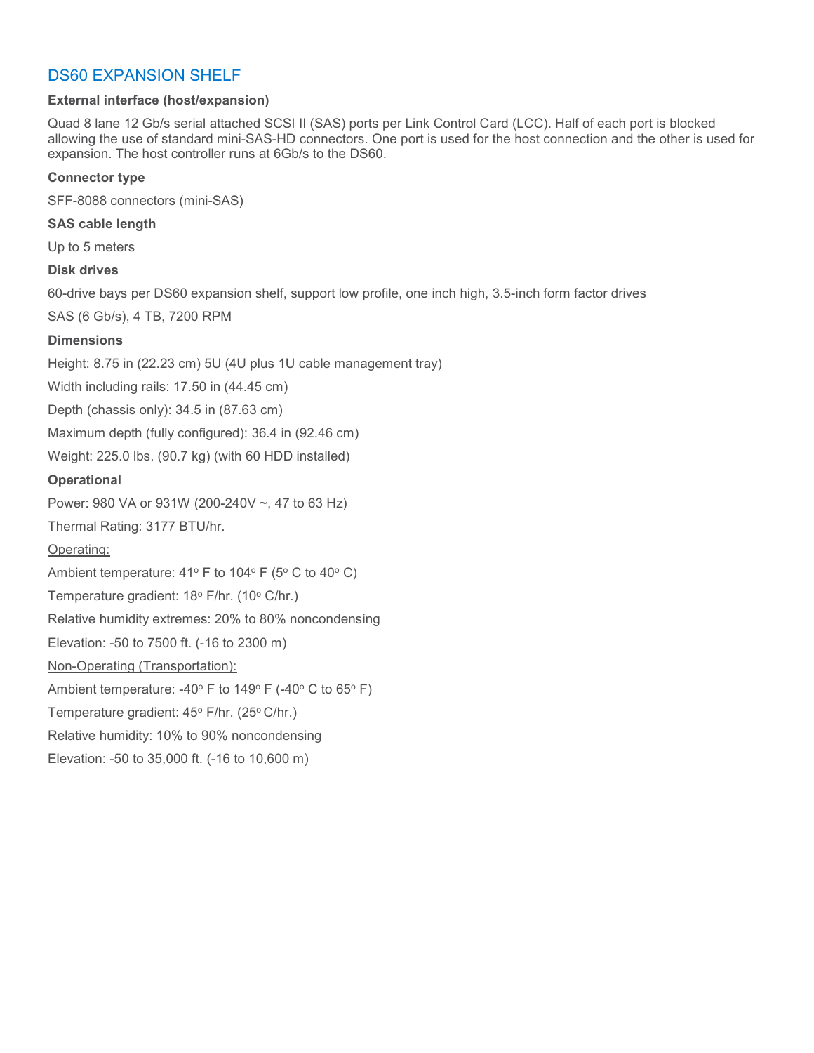## DS60 EXPANSION SHELF

**External interface (host/expansion)**

Quad 8 lane 12 Gb/s serial attached SCSI II (SAS) ports per Link Control Card (LCC). Half of each port is blocked allowing the use of standard mini-SAS-HD connectors. One port is used for the host connection and the other is used for expansion. The host controller runs at 6Gb/s to the DS60.

**Connector type**

SFF-8088 connectors (mini-SAS)

**SAS cable length**

Up to 5 meters

**Disk drives**

60-drive bays per DS60 expansion shelf, support low profile, one inch high, 3.5-inch form factor drives

SAS (6 Gb/s), 4 TB, 7200 RPM

**Dimensions**

Height: 8.75 in (22.23 cm) 5U (4U plus 1U cable management tray)

Width including rails: 17.50 in (44.45 cm)

Depth (chassis only): 34.5 in (87.63 cm)

Maximum depth (fully configured): 36.4 in (92.46 cm)

Weight: 225.0 lbs. (90.7 kg) (with 60 HDD installed)

**Operational**

Power: 980 VA or 931W (200-240V ~, 47 to 63 Hz)

Thermal Rating: 3177 BTU/hr.

Operating:

Ambient temperature: 41° F to 104° F (5° C to 40° C)

Temperature gradient: 18° F/hr. (10° C/hr.)

Relative humidity extremes: 20% to 80% noncondensing

Elevation: -50 to 7500 ft. (-16 to 2300 m)

Non-Operating (Transportation):

Ambient temperature: -40° F to 149° F (-40° C to 65° F)

Temperature gradient: 45° F/hr. (25° C/hr.)

Relative humidity: 10% to 90% noncondensing

Elevation: -50 to 35,000 ft. (-16 to 10,600 m)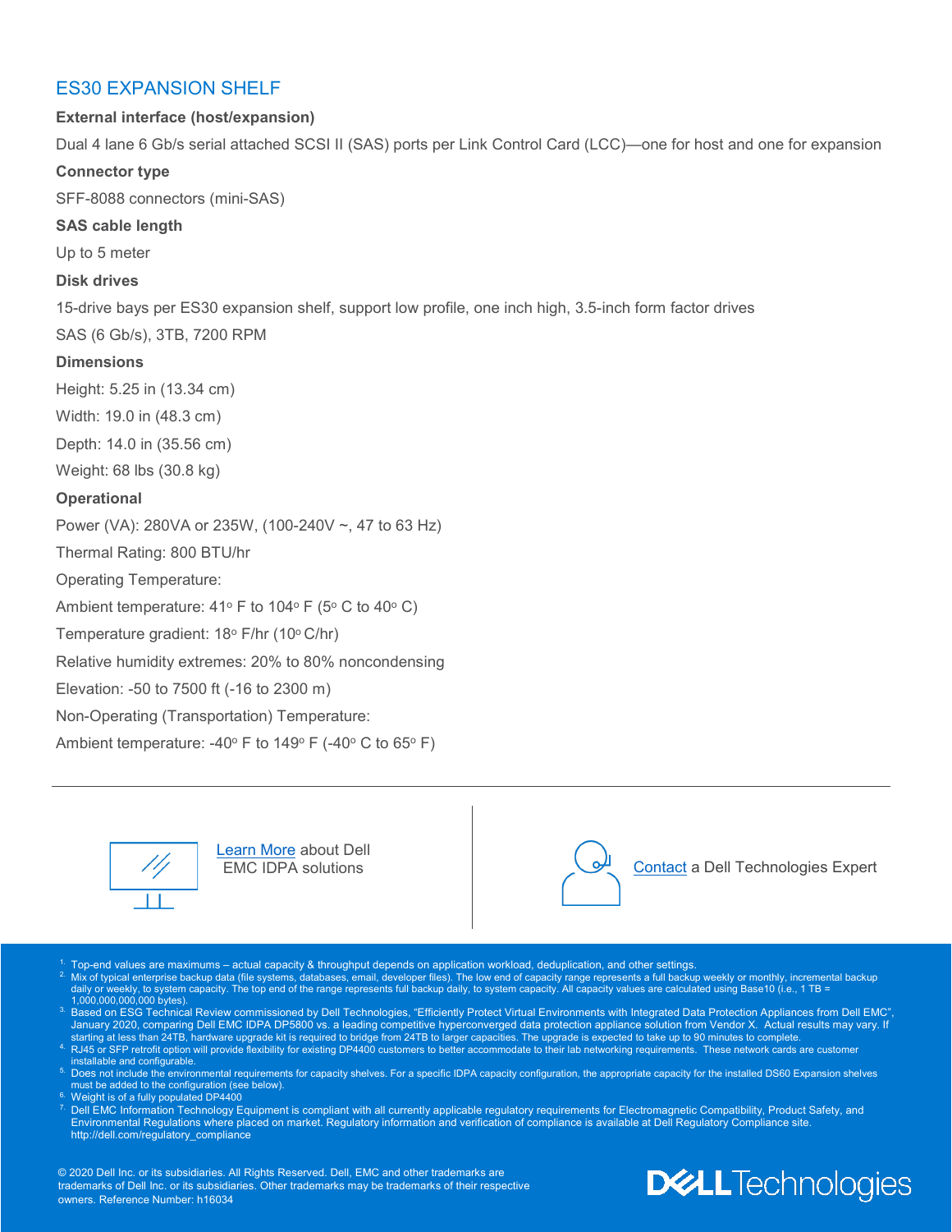## ES30 EXPANSION SHELF

**External interface (host/expansion)**

Dual 4 lane 6 Gb/s serial attached SCSI II (SAS) ports per Link Control Card (LCC)—one for host and one for expansion

**Connector type**

SFF-8088 connectors (mini-SAS)

**SAS cable length**

Up to 5 meter

**Disk drives**

15-drive bays per ES30 expansion shelf, support low profile, one inch high, 3.5-inch form factor drives

SAS (6 Gb/s), 3TB, 7200 RPM

**Dimensions**

Height: 5.25 in (13.34 cm)

Width: 19.0 in (48.3 cm)

Depth: 14.0 in (35.56 cm)

Weight: 68 lbs (30.8 kg)

**Operational**

Power (VA): 280VA or 235W, (100-240V ~, 47 to 63 Hz)

Thermal Rating: 800 BTU/hr

Operating Temperature:

Ambient temperature: 41° F to 104° F (5° C to 40° C)

Temperature gradient: 18° F/hr (10° C/hr)

Relative humidity extremes: 20% to 80% noncondensing

Elevation: -50 to 7500 ft (-16 to 2300 m)

Non-Operating (Transportation) Temperature:

Ambient temperature: -40° F to 149° F (-40° C to 65° F)

---

Learn More about Dell EMC IDPA solutions

Contact a Dell Technologies Expert

1. Top-end values are maximums – actual capacity & throughput depends on application workload, deduplication, and other settings.
2. Mix of typical enterprise backup data (file systems, databases, email, developer files). The low end of capacity range represents a full backup weekly or monthly, incremental backup daily or weekly, to system capacity. The top end of the range represents full backup daily, to system capacity. All capacity values are calculated using Base10 (i.e., 1 TB = 1,000,000,000,000 bytes).
3. Based on ESG Technical Review commissioned by Dell Technologies, "Efficiently Protect Virtual Environments with Integrated Data Protection Appliances from Dell EMC", January 2020, comparing Dell EMC IDPA DP5800 vs. a leading competitive hyperconverged data protection appliance solution from Vendor X. Actual results may vary. If starting at less than 24TB, hardware upgrade kit is required to bridge from 24TB to larger capacities. The upgrade is expected to take up to 90 minutes to complete.
4. RJ45 or SFP retrofit option will provide flexibility for existing DP4400 customers to better accommodate to their lab networking requirements. These network cards are customer installable and configurable.
5. Does not include the environmental requirements for capacity shelves. For a specific IDPA capacity configuration, the appropriate capacity for the installed DS60 Expansion shelves must be added to the configuration (see below).
6. Weight is of a fully populated DP4400
7. Dell EMC Information Technology Equipment is compliant with all currently applicable regulatory requirements for Electromagnetic Compatibility, Product Safety, and Environmental Regulations where placed on market. Regulatory information and verification of compliance is available at Dell Regulatory Compliance site. http://dell.com/regulatory_compliance

© 2020 Dell Inc. or its subsidiaries. All Rights Reserved. Dell, EMC and other trademarks are trademarks of Dell Inc. or its subsidiaries. Other trademarks may be trademarks of their respective owners. Reference Number: h16034

DELL Technologies